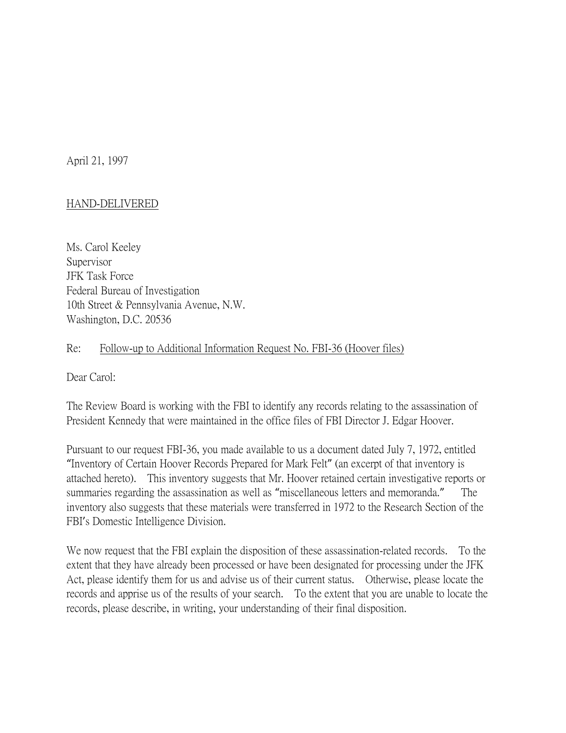April 21, 1997

<u>HAND-DELIVERED</u>

Ms. Carol Keeley  
Supervisor  
JFK Task Force  
Federal Bureau of Investigation  
10th Street & Pennsylvania Avenue, N.W.  
Washington, D.C. 20536

Re: <u>Follow-up to Additional Information Request No. FBI-36 (Hoover files)</u>

Dear Carol:

The Review Board is working with the FBI to identify any records relating to the assassination of President Kennedy that were maintained in the office files of FBI Director J. Edgar Hoover.

Pursuant to our request FBI-36, you made available to us a document dated July 7, 1972, entitled "Inventory of Certain Hoover Records Prepared for Mark Felt" (an excerpt of that inventory is attached hereto). This inventory suggests that Mr. Hoover retained certain investigative reports or summaries regarding the assassination as well as "miscellaneous letters and memoranda." The inventory also suggests that these materials were transferred in 1972 to the Research Section of the FBI's Domestic Intelligence Division.

We now request that the FBI explain the disposition of these assassination-related records. To the extent that they have already been processed or have been designated for processing under the JFK Act, please identify them for us and advise us of their current status. Otherwise, please locate the records and apprise us of the results of your search. To the extent that you are unable to locate the records, please describe, in writing, your understanding of their final disposition.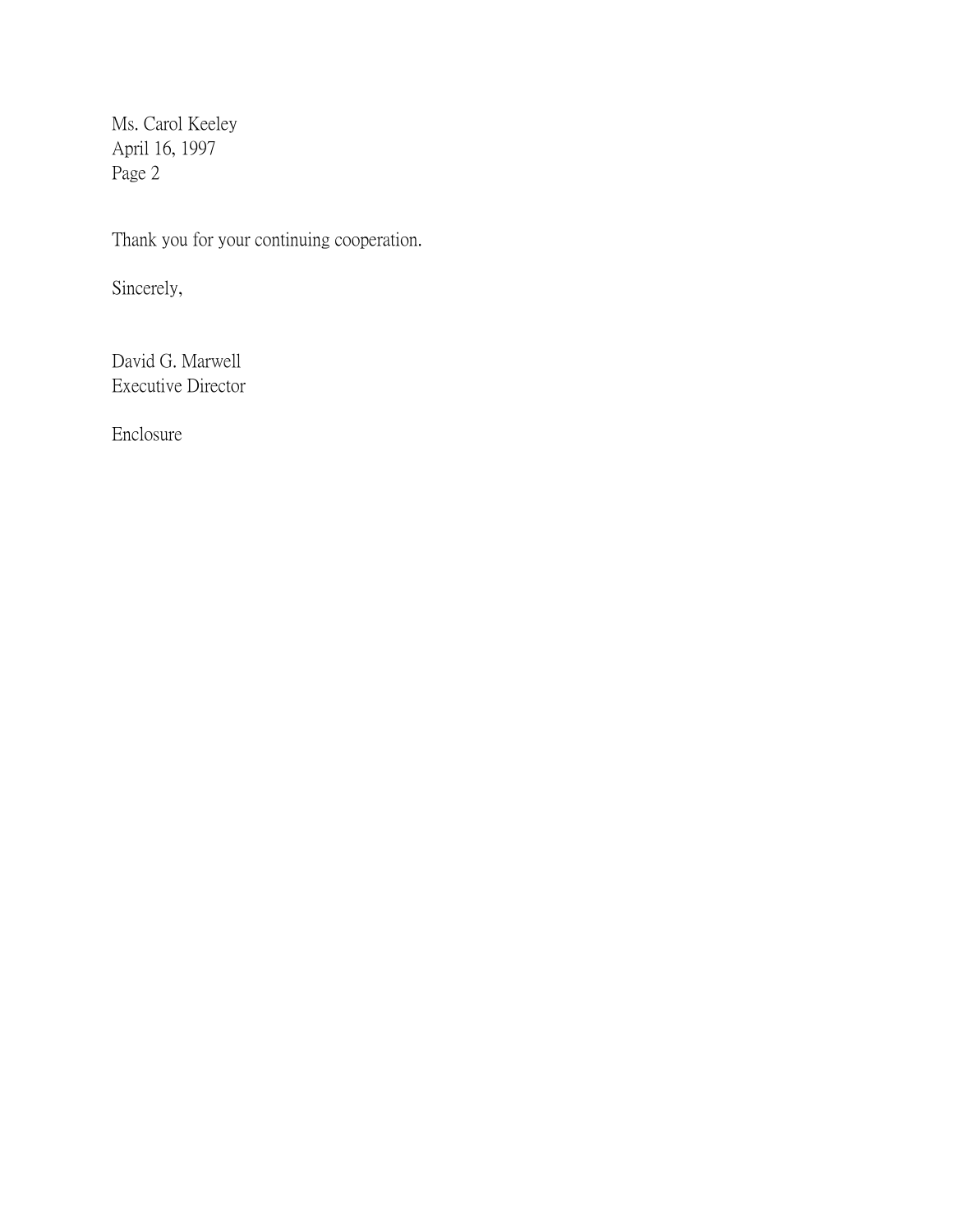Ms. Carol Keeley
April 16, 1997
Page 2

Thank you for your continuing cooperation.

Sincerely,

David G. Marwell
Executive Director

Enclosure